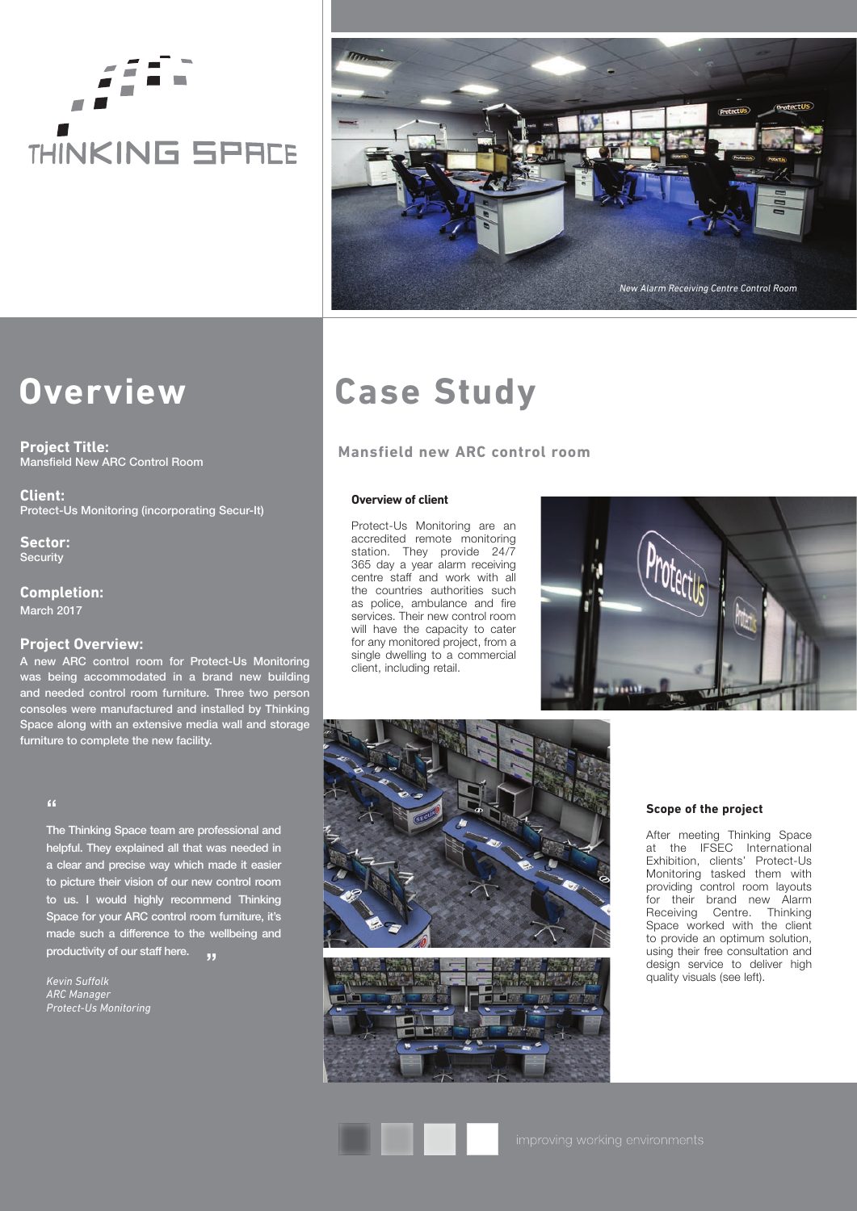THINKING SPACE

*New Alarm Receiving Centre Control Room*

# Overview

**Project Title:**
Mansfield New ARC Control Room

**Client:**
Protect-Us Monitoring (incorporating Secur-It)

**Sector:**
Security

**Completion:**
March 2017

**Project Overview:**
A new ARC control room for Protect-Us Monitoring was being accommodated in a brand new building and needed control room furniture. Three two person consoles were manufactured and installed by Thinking Space along with an extensive media wall and storage furniture to complete the new facility.

> "The Thinking Space team are professional and helpful. They explained all that was needed in a clear and precise way which made it easier to picture their vision of our new control room to us. I would highly recommend Thinking Space for your ARC control room furniture, it's made such a difference to the wellbeing and productivity of our staff here."
>
> *Kevin Suffolk*
> *ARC Manager*
> *Protect-Us Monitoring*

# Case Study

## Mansfield new ARC control room

### Overview of client

Protect-Us Monitoring are an accredited remote monitoring station. They provide 24/7 365 day a year alarm receiving centre staff and work with all the countries authorities such as police, ambulance and fire services. Their new control room will have the capacity to cater for any monitored project, from a single dwelling to a commercial client, including retail.

### Scope of the project

After meeting Thinking Space at the IFSEC International Exhibition, clients' Protect-Us Monitoring tasked them with providing control room layouts for their brand new Alarm Receiving Centre. Thinking Space worked with the client to provide an optimum solution, using their free consultation and design service to deliver high quality visuals (see left).

improving working environments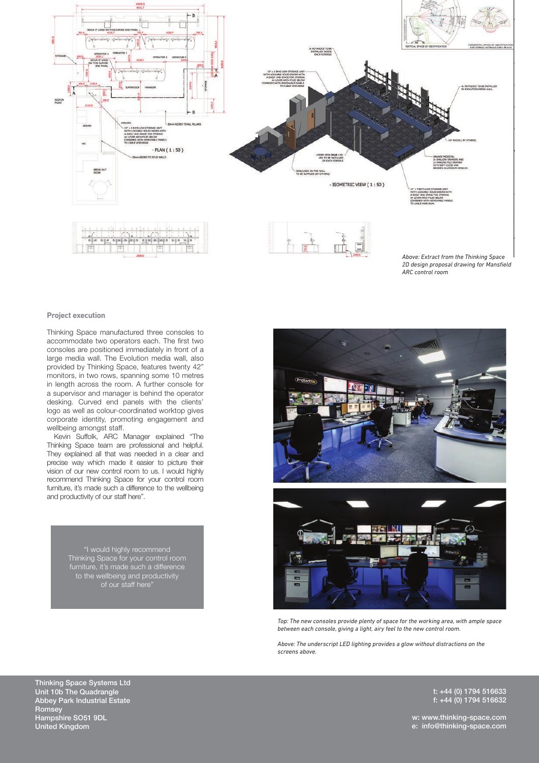*Above: Extract from the Thinking Space 2D design proposal drawing for Mansfield ARC control room*

**Project execution**

Thinking Space manufactured three consoles to accommodate two operators each. The first two consoles are positioned immediately in front of a large media wall. The Evolution media wall, also provided by Thinking Space, features twenty 42" monitors, in two rows, spanning some 10 metres in length across the room. A further console for a supervisor and manager is behind the operator desking. Curved end panels with the clients' logo as well as colour-coordinated worktop gives corporate identity, promoting engagement and wellbeing amongst staff.

Kevin Suffolk, ARC Manager explained "The Thinking Space team are professional and helpful. They explained all that was needed in a clear and precise way which made it easier to picture their vision of our new control room to us. I would highly recommend Thinking Space for your control room furniture, it's made such a difference to the wellbeing and productivity of our staff here".

"I would highly recommend Thinking Space for your control room furniture, it's made such a difference to the wellbeing and productivity of our staff here"

*Top: The new consoles provide plenty of space for the working area, with ample space between each console, giving a light, airy feel to the new control room.*

*Above: The underscript LED lighting provides a glow without distractions on the screens above.*

Thinking Space Systems Ltd
Unit 10b The Quadrangle
Abbey Park Industrial Estate
Romsey
Hampshire SO51 9DL
United Kingdom

t: +44 (0) 1794 516633
f: +44 (0) 1794 516632

w: www.thinking-space.com
e: info@thinking-space.com